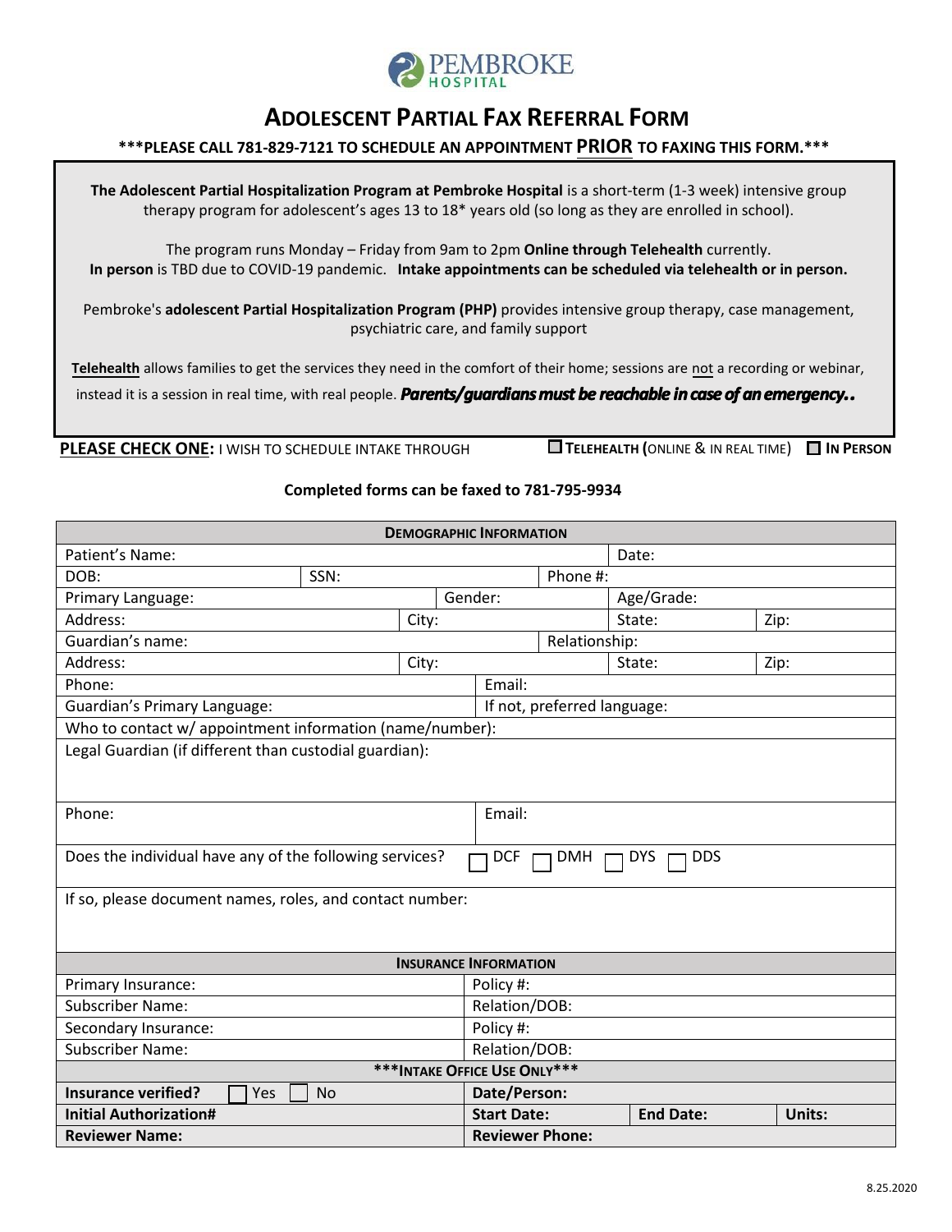PEMBROKE HOSPITAL

# ADOLESCENT PARTIAL FAX REFERRAL FORM

**\*\*\*PLEASE CALL 781-829-7121 TO SCHEDULE AN APPOINTMENT PRIOR TO FAXING THIS FORM.\*\*\***

**The Adolescent Partial Hospitalization Program at Pembroke Hospital** is a short-term (1-3 week) intensive group therapy program for adolescent's ages 13 to 18* years old (so long as they are enrolled in school).

The program runs Monday – Friday from 9am to 2pm **Online through Telehealth** currently. **In person** is TBD due to COVID-19 pandemic. **Intake appointments can be scheduled via telehealth or in person.**

Pembroke's **adolescent Partial Hospitalization Program (PHP)** provides intensive group therapy, case management, psychiatric care, and family support

**Telehealth** allows families to get the services they need in the comfort of their home; sessions are not a recording or webinar, instead it is a session in real time, with real people. ***Parents/guardians must be reachable in case of an emergency..***

**PLEASE CHECK ONE:** I WISH TO SCHEDULE INTAKE THROUGH ☐ **TELEHEALTH (**ONLINE & IN REAL TIME) ☐ **IN PERSON**

**Completed forms can be faxed to 781-795-9934**

| **DEMOGRAPHIC INFORMATION** | | | | |
|---|---|---|---|---|
| Patient's Name: | | | Date: | |
| DOB: | SSN: | | Phone #: | |
| Primary Language: | | Gender: | Age/Grade: | |
| Address: | City: | | State: | Zip: |
| Guardian's name: | | | Relationship: | |
| Address: | City: | | State: | Zip: |
| Phone: | | Email: | | |
| Guardian's Primary Language: | | If not, preferred language: | | |
| Who to contact w/ appointment information (name/number): | | | | |
| Legal Guardian (if different than custodial guardian): | | | | |
| Phone: | | Email: | | |
| Does the individual have any of the following services? ☐ DCF ☐ DMH ☐ DYS ☐ DDS | | | | |
| If so, please document names, roles, and contact number: | | | | |
| **INSURANCE INFORMATION** | | | | |
| Primary Insurance: | | Policy #: | | |
| Subscriber Name: | | Relation/DOB: | | |
| Secondary Insurance: | | Policy #: | | |
| Subscriber Name: | | Relation/DOB: | | |
| **\*\*\*INTAKE OFFICE USE ONLY\*\*\*** | | | | |
| **Insurance verified?** ☐ Yes ☐ No | | **Date/Person:** | | |
| **Initial Authorization#** | | **Start Date:** | **End Date:** | **Units:** |
| **Reviewer Name:** | | **Reviewer Phone:** | | |

8.25.2020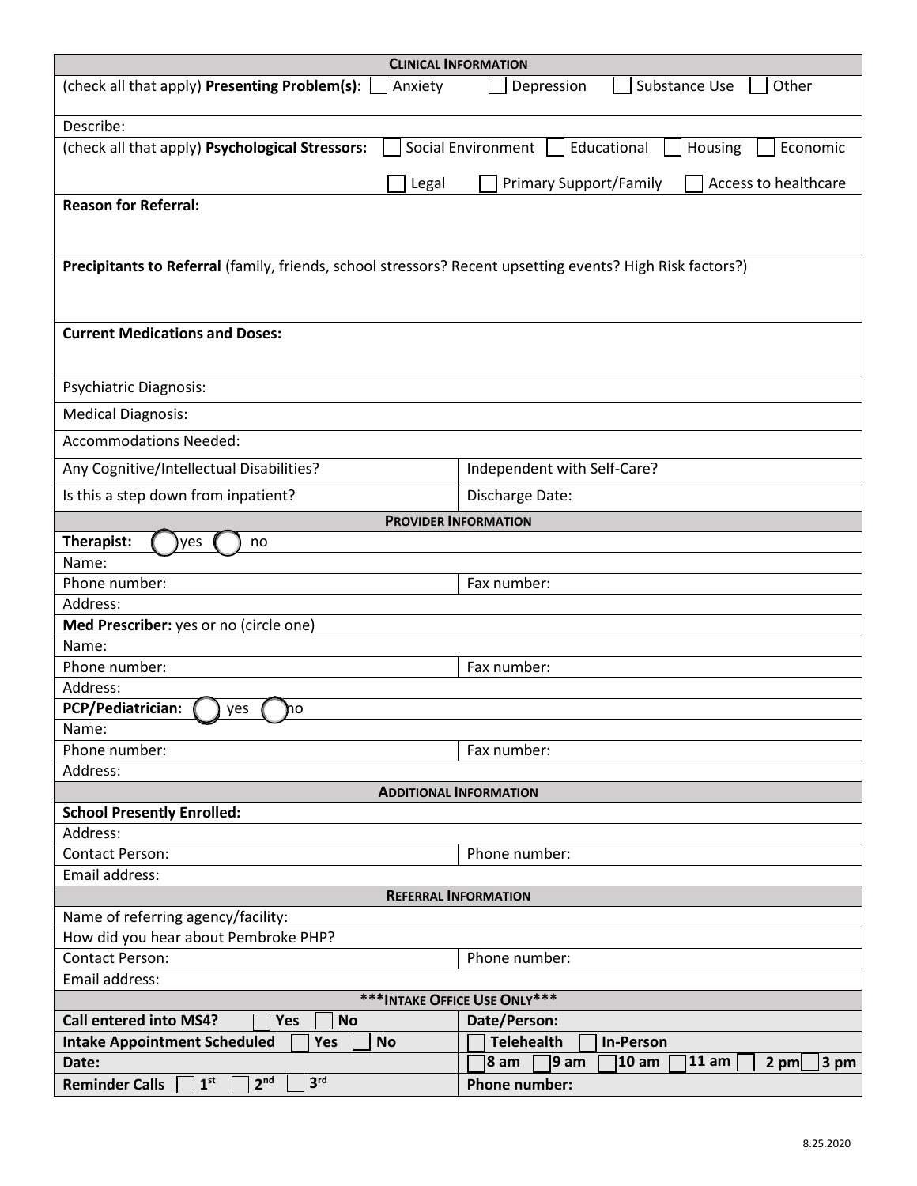| **CLINICAL INFORMATION** | |
|---|---|
| (check all that apply) **Presenting Problem(s):** ☐ Anxiety ☐ Depression ☐ Substance Use ☐ Other | |
| Describe: | |
| (check all that apply) **Psychological Stressors:** ☐ Social Environment ☐ Educational ☐ Housing ☐ Economic ☐ Legal ☐ Primary Support/Family ☐ Access to healthcare | |
| **Reason for Referral:** | |
| **Precipitants to Referral** (family, friends, school stressors? Recent upsetting events? High Risk factors?) | |
| **Current Medications and Doses:** | |
| Psychiatric Diagnosis: | |
| Medical Diagnosis: | |
| Accommodations Needed: | |
| Any Cognitive/Intellectual Disabilities? | Independent with Self-Care? |
| Is this a step down from inpatient? | Discharge Date: |
| **PROVIDER INFORMATION** | |
| **Therapist:** ◯ yes ◯ no | |
| Name: | |
| Phone number: | Fax number: |
| Address: | |
| **Med Prescriber:** yes or no (circle one) | |
| Name: | |
| Phone number: | Fax number: |
| Address: | |
| **PCP/Pediatrician:** ◯ yes ◯ no | |
| Name: | |
| Phone number: | Fax number: |
| Address: | |
| **ADDITIONAL INFORMATION** | |
| **School Presently Enrolled:** | |
| Address: | |
| Contact Person: | Phone number: |
| Email address: | |
| **REFERRAL INFORMATION** | |
| Name of referring agency/facility: | |
| How did you hear about Pembroke PHP? | |
| Contact Person: | Phone number: |
| Email address: | |
| **\*\*\*INTAKE OFFICE USE ONLY\*\*\*** | |
| **Call entered into MS4?** ☐ **Yes** ☐ **No** | **Date/Person:** |
| **Intake Appointment Scheduled** ☐ **Yes** ☐ **No** | ☐ **Telehealth** ☐ **In-Person** |
| **Date:** | ☐ **8 am** ☐ **9 am** ☐ **10 am** ☐ **11 am** ☐ **2 pm** ☐ **3 pm** |
| **Reminder Calls** ☐ **1st** ☐ **2nd** ☐ **3rd** | **Phone number:** |

8.25.2020